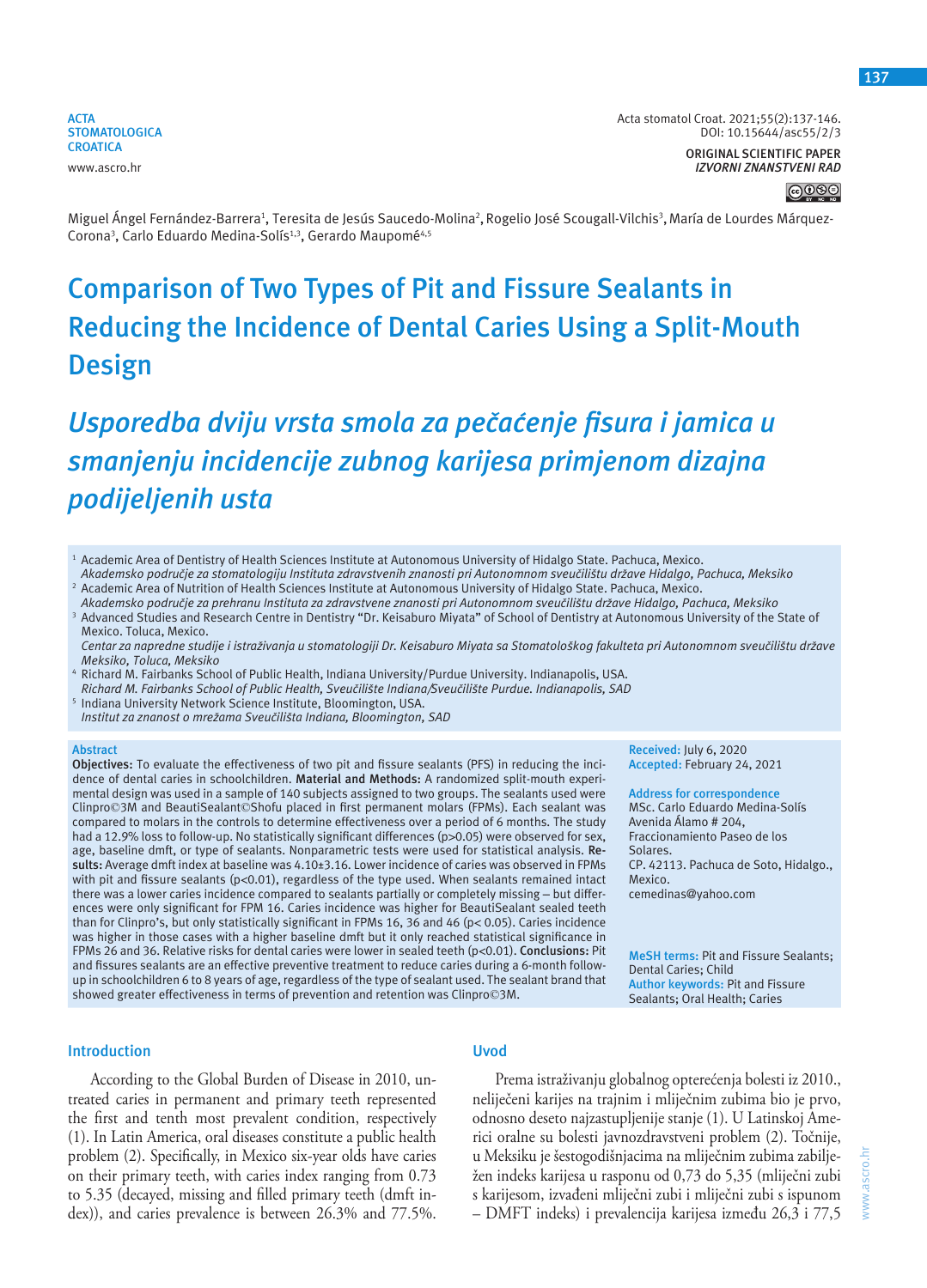ACTA STOMATOLOGICA CROATICA
www.ascro.hr

Acta stomatol Croat. 2021;55(2):137-146.
DOI: 10.15644/asc55/2/3

ORIGINAL SCIENTIFIC PAPER
*IZVORNI ZNANSTVENI RAD*

Miguel Ángel Fernández-Barrera[1], Teresita de Jesús Saucedo-Molina[2], Rogelio José Scougall-Vilchis[3], María de Lourdes Márquez-Corona[3], Carlo Eduardo Medina-Solís[1,3], Gerardo Maupomé[4,5]

# Comparison of Two Types of Pit and Fissure Sealants in Reducing the Incidence of Dental Caries Using a Split-Mouth Design

# *Usporedba dviju vrsta smola za pečaćenje fisura i jamica u smanjenju incidencije zubnog karijesa primjenom dizajna podijeljenih usta*

[1] Academic Area of Dentistry of Health Sciences Institute at Autonomous University of Hidalgo State. Pachuca, Mexico.
*Akademsko područje za stomatologiju Instituta zdravstvenih znanosti pri Autonomnom sveučilištu države Hidalgo, Pachuca, Meksiko*

[2] Academic Area of Nutrition of Health Sciences Institute at Autonomous University of Hidalgo State. Pachuca, Mexico.
*Akademsko područje za prehranu Instituta za zdravstvene znanosti pri Autonomnom sveučilištu države Hidalgo, Pachuca, Meksiko*

[3] Advanced Studies and Research Centre in Dentistry "Dr. Keisaburo Miyata" of School of Dentistry at Autonomous University of the State of Mexico. Toluca, Mexico.
*Centar za napredne studije i istraživanja u stomatologiji Dr. Keisaburo Miyata sa Stomatološkog fakulteta pri Autonomnom sveučilištu države Meksiko, Toluca, Meksiko*

[4] Richard M. Fairbanks School of Public Health, Indiana University/Purdue University. Indianapolis, USA.
*Richard M. Fairbanks School of Public Health, Sveučilište Indiana/Sveučilište Purdue. Indianapolis, SAD*

[5] Indiana University Network Science Institute, Bloomington, USA.
*Institut za znanost o mrežama Sveučilišta Indiana, Bloomington, SAD*

## Abstract

**Objectives:** To evaluate the effectiveness of two pit and fissure sealants (PFS) in reducing the incidence of dental caries in schoolchildren. **Material and Methods:** A randomized split-mouth experimental design was used in a sample of 140 subjects assigned to two groups. The sealants used were Clinpro©3M and BeautiSealant©Shofu placed in first permanent molars (FPMs). Each sealant was compared to molars in the controls to determine effectiveness over a period of 6 months. The study had a 12.9% loss to follow-up. No statistically significant differences ($p>0.05$) were observed for sex, age, baseline dmft, or type of sealants. Nonparametric tests were used for statistical analysis. **Results:** Average dmft index at baseline was 4.10±3.16. Lower incidence of caries was observed in FPMs with pit and fissure sealants ($p<0.01$), regardless of the type used. When sealants remained intact there was a lower caries incidence compared to sealants partially or completely missing – but differences were only significant for FPM 16. Caries incidence was higher for BeautiSealant sealed teeth than for Clinpro's, but only statistically significant in FPMs 16, 36 and 46 ($p< 0.05$). Caries incidence was higher in those cases with a higher baseline dmft but it only reached statistical significance in FPMs 26 and 36. Relative risks for dental caries were lower in sealed teeth ($p<0.01$). **Conclusions:** Pit and fissures sealants are an effective preventive treatment to reduce caries during a 6-month follow-up in schoolchildren 6 to 8 years of age, regardless of the type of sealant used. The sealant brand that showed greater effectiveness in terms of prevention and retention was Clinpro©3M.

**Received:** July 6, 2020
**Accepted:** February 24, 2021

**Address for correspondence**
MSc. Carlo Eduardo Medina-Solís
Avenida Álamo # 204,
Fraccionamiento Paseo de los Solares.
CP. 42113. Pachuca de Soto, Hidalgo., Mexico.
cemedinas@yahoo.com

**MeSH terms:** Pit and Fissure Sealants; Dental Caries; Child
**Author keywords:** Pit and Fissure Sealants; Oral Health; Caries

## Introduction

According to the Global Burden of Disease in 2010, untreated caries in permanent and primary teeth represented the first and tenth most prevalent condition, respectively (1). In Latin America, oral diseases constitute a public health problem (2). Specifically, in Mexico six-year olds have caries on their primary teeth, with caries index ranging from 0.73 to 5.35 (decayed, missing and filled primary teeth (dmft index)), and caries prevalence is between 26.3% and 77.5%.

## Uvod

Prema istraživanju globalnog opterećenja bolesti iz 2010., neliječeni karijes na trajnim i mliječnim zubima bio je prvo, odnosno deseto najzastupljenije stanje (1). U Latinskoj Americi oralne su bolesti javnozdravstveni problem (2). Točnije, u Meksiku je šestogodišnjacima na mliječnim zubima zabilježen indeks karijesa u rasponu od 0,73 do 5,35 (mliječni zubi s karijesom, izvađeni mliječni zubi i mliječni zubi s ispunom – DMFT indeks) i prevalencija karijesa između 26,3 i 77,5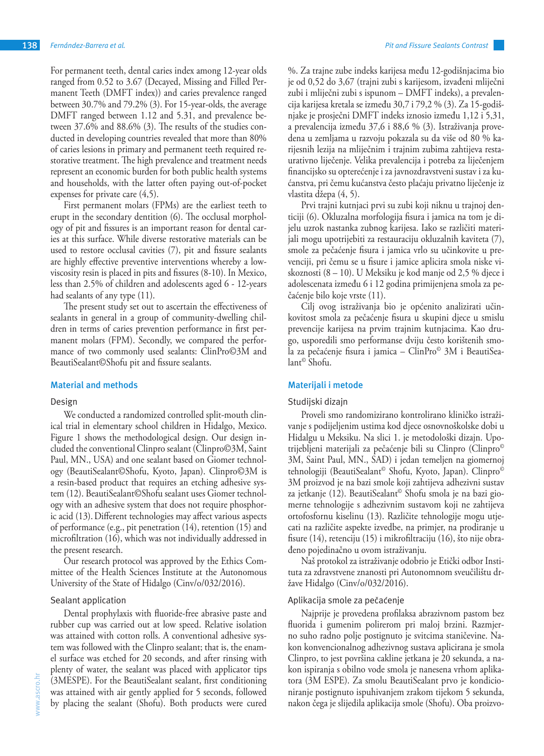For permanent teeth, dental caries index among 12-year olds ranged from 0.52 to 3.67 (Decayed, Missing and Filled Permanent Teeth (DMFT index)) and caries prevalence ranged between 30.7% and 79.2% (3). For 15-year-olds, the average DMFT ranged between 1.12 and 5.31, and prevalence between 37.6% and 88.6% (3). The results of the studies conducted in developing countries revealed that more than 80% of caries lesions in primary and permanent teeth required restorative treatment. The high prevalence and treatment needs represent an economic burden for both public health systems and households, with the latter often paying out-of-pocket expenses for private care (4,5).

First permanent molars (FPMs) are the earliest teeth to erupt in the secondary dentition (6). The occlusal morphology of pit and fissures is an important reason for dental caries at this surface. While diverse restorative materials can be used to restore occlusal cavities (7), pit and fissure sealants are highly effective preventive interventions whereby a low-viscosity resin is placed in pits and fissures (8-10). In Mexico, less than 2.5% of children and adolescents aged 6 - 12-years had sealants of any type (11).

The present study set out to ascertain the effectiveness of sealants in general in a group of community-dwelling children in terms of caries prevention performance in first permanent molars (FPM). Secondly, we compared the performance of two commonly used sealants: ClinPro©3M and BeautiSealant©Shofu pit and fissure sealants.

## Material and methods

### Design

We conducted a randomized controlled split-mouth clinical trial in elementary school children in Hidalgo, Mexico. Figure 1 shows the methodological design. Our design included the conventional Clinpro sealant (Clinpro©3M, Saint Paul, MN., USA) and one sealant based on Giomer technology (BeautiSealant©Shofu, Kyoto, Japan). Clinpro©3M is a resin-based product that requires an etching adhesive system (12). BeautiSealant©Shofu sealant uses Giomer technology with an adhesive system that does not require phosphoric acid (13). Different technologies may affect various aspects of performance (e.g., pit penetration (14), retention (15) and microfiltration (16), which was not individually addressed in the present research.

Our research protocol was approved by the Ethics Committee of the Health Sciences Institute at the Autonomous University of the State of Hidalgo (Cinv/o/032/2016).

### Sealant application

Dental prophylaxis with fluoride-free abrasive paste and rubber cup was carried out at low speed. Relative isolation was attained with cotton rolls. A conventional adhesive system was followed with the Clinpro sealant; that is, the enamel surface was etched for 20 seconds, and after rinsing with plenty of water, the sealant was placed with applicator tips (3MESPE). For the BeautiSealant sealant, first conditioning was attained with air gently applied for 5 seconds, followed by placing the sealant (Shofu). Both products were cured

%. Za trajne zube indeks karijesa među 12-godišnjacima bio je od 0,52 do 3,67 (trajni zubi s karijesom, izvađeni mliječni zubi i mliječni zubi s ispunom – DMFT indeks), a prevalencija karijesa kretala se između 30,7 i 79,2 % (3). Za 15-godišnjake je prosječni DMFT indeks iznosio između 1,12 i 5,31, a prevalencija između 37,6 i 88,6 % (3). Istraživanja provedena u zemljama u razvoju pokazala su da više od 80 % karijesnih lezija na mliječnim i trajnim zubima zahtijeva restaurativno liječenje. Velika prevalencija i potreba za liječenjem financijsko su opterećenje i za javnozdravstveni sustav i za kućanstva, pri čemu kućanstva često plaćaju privatno liječenje iz vlastita džepa (4, 5).

Prvi trajni kutnjaci prvi su zubi koji niknu u trajnoj denticiji (6). Okluzalna morfologija fisura i jamica na tom je dijelu uzrok nastanka zubnog karijesa. Iako se različiti materijali mogu upotrijebiti za restauraciju okluzalnih kaviteta (7), smole za pečaćenje fisura i jamica vrlo su učinkovite u prevenciji, pri čemu se u fisure i jamice aplicira smola niske viskoznosti (8 – 10). U Meksiku je kod manje od 2,5 % djece i adolescenata između 6 i 12 godina primijenjena smola za pečaćenje bilo koje vrste (11).

Cilj ovog istraživanja bio je općenito analizirati učinkovitost smola za pečaćenje fisura u skupini djece u smislu prevencije karijesa na prvim trajnim kutnjacima. Kao drugo, usporedili smo performanse dviju često korištenih smola za pečaćenje fisura i jamica – ClinPro© 3M i BeautiSealant© Shofu.

## Materijali i metode

### Studijski dizajn

Proveli smo randomizirano kontrolirano kliničko istraživanje s podijeljenim ustima kod djece osnovnoškolske dobi u Hidalgu u Meksiku. Na slici 1. je metodološki dizajn. Upotrijebljeni materijali za pečaćenje bili su Clinpro (Clinpro© 3M, Saint Paul, MN., SAD) i jedan temeljen na giomernoj tehnologiji (BeautiSealant© Shofu, Kyoto, Japan). Clinpro© 3M proizvod je na bazi smole koji zahtijeva adhezivni sustav za jetkanje (12). BeautiSealant© Shofu smola je na bazi giomerne tehnologije s adhezivnim sustavom koji ne zahtijeva ortofosfornu kiselinu (13). Različite tehnologije mogu utjecati na različite aspekte izvedbe, na primjer, na prodiranje u fisure (14), retenciju (15) i mikrofiltraciju (16), što nije obrađeno pojedinačno u ovom istraživanju.

Naš protokol za istraživanje odobrio je Etički odbor Instituta za zdravstvene znanosti pri Autonomnom sveučilištu države Hidalgo (Cinv/o/032/2016).

### Aplikacija smole za pečaćenje

Najprije je provedena profilaksa abrazivnom pastom bez fluorida i gumenim polirerom pri maloj brzini. Razmjerno suho radno polje postignuto je svitcima staničevine. Nakon konvencionalnog adhezivnog sustava aplicirana je smola Clinpro, to jest površina cakline jetkana je 20 sekunda, a nakon ispiranja s obilno vode smola je nanesena vrhom aplikatora (3M ESPE). Za smolu BeautiSealant prvo je kondicioniranje postignuto ispuhivanjem zrakom tijekom 5 sekunda, nakon čega je slijedila aplikacija smole (Shofu). Oba proizvo-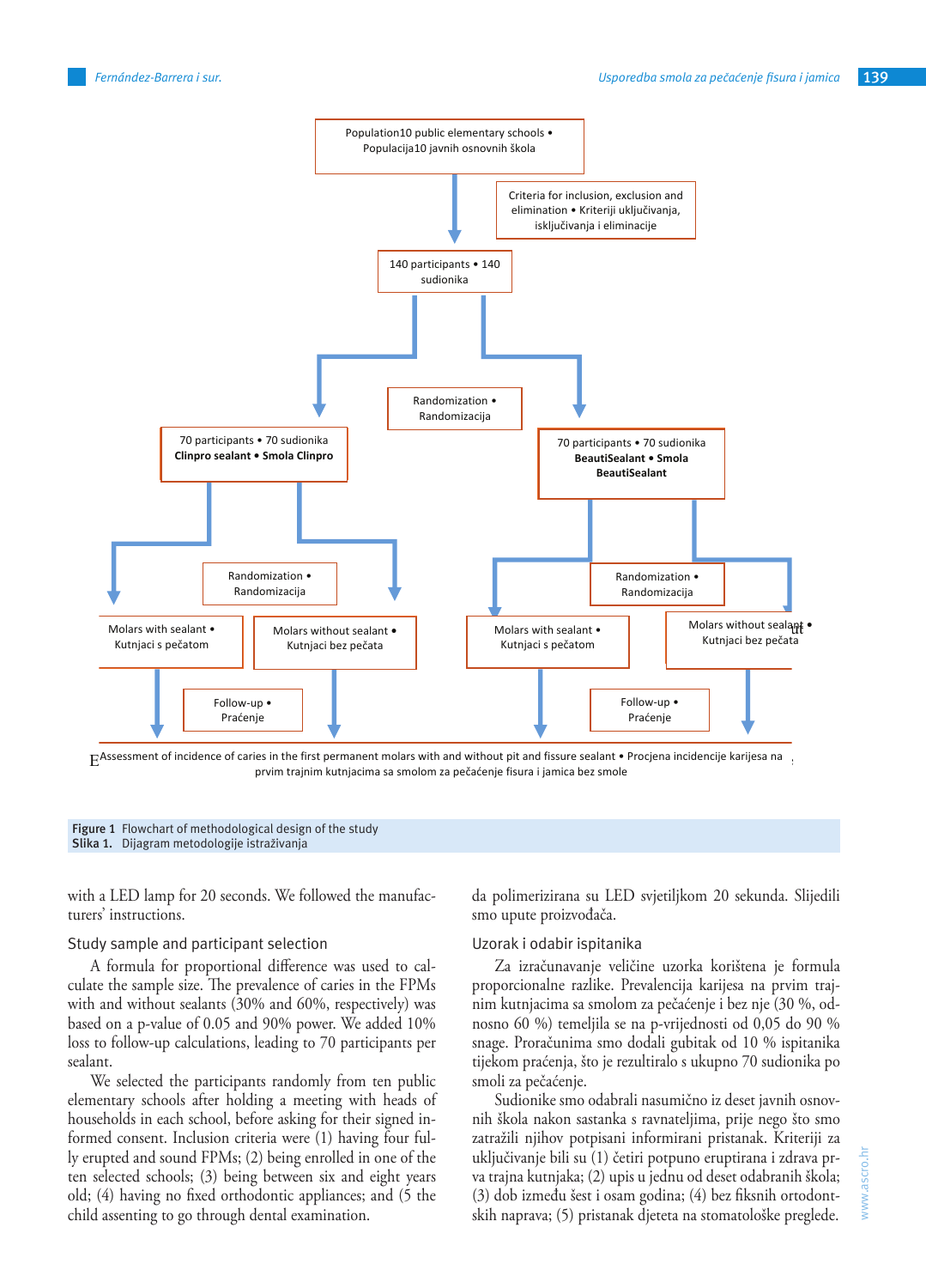Population10 public elementary schools • Populacija10 javnih osnovnih škola

Criteria for inclusion, exclusion and elimination • Kriteriji uključivanja, isključivanja i eliminacije

140 participants • 140 sudionika

Randomization • Randomizacija

70 participants • 70 sudionika
**Clinpro sealant • Smola Clinpro**

70 participants • 70 sudionika
**BeautiSealant • Smola BeautiSealant**

Randomization • Randomizacija

Randomization • Randomizacija

Molars with sealant • Kutnjaci s pečatom

Molars without sealant • Kutnjaci bez pečata

Molars with sealant • Kutnjaci s pečatom

Molars without sealant • Kutnjaci bez pečata

Follow-up • Praćenje

Follow-up • Praćenje

Assessment of incidence of caries in the first permanent molars with and without pit and fissure sealant • Procjena incidencije karijesa na prvim trajnim kutnjacima sa smolom za pečaćenje fisura i jamica bez smole

**Figure 1** Flowchart of methodological design of the study
**Slika 1.** Dijagram metodologije istraživanja

with a LED lamp for 20 seconds. We followed the manufacturers' instructions.

### Study sample and participant selection

A formula for proportional difference was used to calculate the sample size. The prevalence of caries in the FPMs with and without sealants (30% and 60%, respectively) was based on a p-value of 0.05 and 90% power. We added 10% loss to follow-up calculations, leading to 70 participants per sealant.

We selected the participants randomly from ten public elementary schools after holding a meeting with heads of households in each school, before asking for their signed informed consent. Inclusion criteria were (1) having four fully erupted and sound FPMs; (2) being enrolled in one of the ten selected schools; (3) being between six and eight years old; (4) having no fixed orthodontic appliances; and (5 the child assenting to go through dental examination.

da polimerizirana su LED svjetiljkom 20 sekunda. Slijedili smo upute proizvođača.

### Uzorak i odabir ispitanika

Za izračunavanje veličine uzorka korištena je formula proporcionalne razlike. Prevalencija karijesa na prvim trajnim kutnjacima sa smolom za pečaćenje i bez nje (30 %, odnosno 60 %) temeljila se na p-vrijednosti od 0,05 do 90 % snage. Proračunima smo dodali gubitak od 10 % ispitanika tijekom praćenja, što je rezultiralo s ukupno 70 sudionika po smoli za pečaćenje.

Sudionike smo odabrali nasumično iz deset javnih osnovnih škola nakon sastanka s ravnateljima, prije nego što smo zatražili njihov potpisani informirani pristanak. Kriteriji za uključivanje bili su (1) četiri potpuno eruptirana i zdrava prva trajna kutnjaka; (2) upis u jednu od deset odabranih škola; (3) dob između šest i osam godina; (4) bez fiksnih ortodontskih naprava; (5) pristanak djeteta na stomatološke preglede.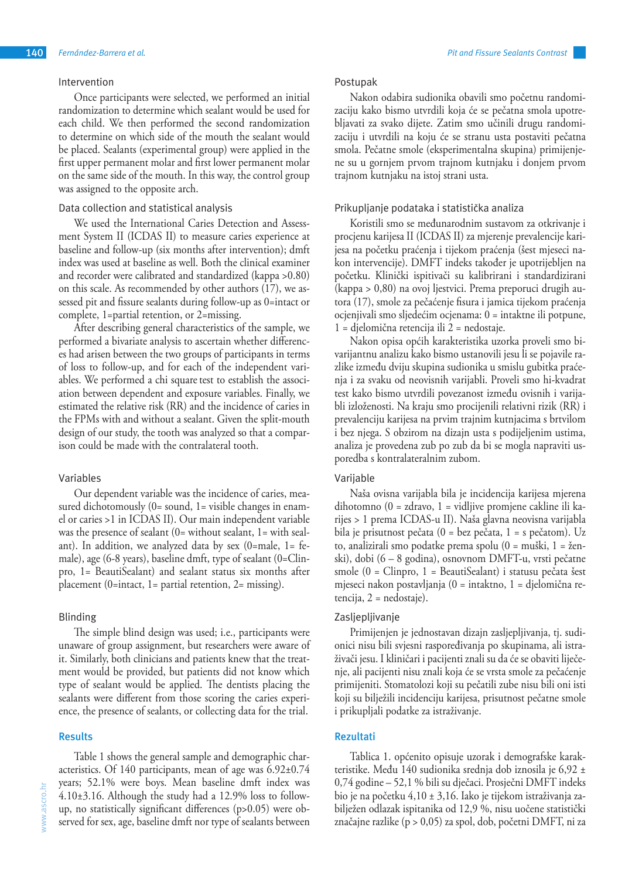### Intervention

Once participants were selected, we performed an initial randomization to determine which sealant would be used for each child. We then performed the second randomization to determine on which side of the mouth the sealant would be placed. Sealants (experimental group) were applied in the first upper permanent molar and first lower permanent molar on the same side of the mouth. In this way, the control group was assigned to the opposite arch.

### Data collection and statistical analysis

We used the International Caries Detection and Assessment System II (ICDAS II) to measure caries experience at baseline and follow-up (six months after intervention); dmft index was used at baseline as well. Both the clinical examiner and recorder were calibrated and standardized (kappa >0.80) on this scale. As recommended by other authors (17), we assessed pit and fissure sealants during follow-up as 0=intact or complete, 1=partial retention, or 2=missing.

After describing general characteristics of the sample, we performed a bivariate analysis to ascertain whether differences had arisen between the two groups of participants in terms of loss to follow-up, and for each of the independent variables. We performed a chi square test to establish the association between dependent and exposure variables. Finally, we estimated the relative risk (RR) and the incidence of caries in the FPMs with and without a sealant. Given the split-mouth design of our study, the tooth was analyzed so that a comparison could be made with the contralateral tooth.

### Variables

Our dependent variable was the incidence of caries, measured dichotomously (0= sound, 1= visible changes in enamel or caries >1 in ICDAS II). Our main independent variable was the presence of sealant (0= without sealant, 1= with sealant). In addition, we analyzed data by sex (0=male, 1= female), age (6-8 years), baseline dmft, type of sealant (0=Clinpro, 1= BeautiSealant) and sealant status six months after placement (0=intact, 1= partial retention, 2= missing).

### Blinding

The simple blind design was used; i.e., participants were unaware of group assignment, but researchers were aware of it. Similarly, both clinicians and patients knew that the treatment would be provided, but patients did not know which type of sealant would be applied. The dentists placing the sealants were different from those scoring the caries experience, the presence of sealants, or collecting data for the trial.

## Results

Table 1 shows the general sample and demographic characteristics. Of 140 participants, mean of age was 6.92±0.74 years; 52.1% were boys. Mean baseline dmft index was 4.10±3.16. Although the study had a 12.9% loss to follow-up, no statistically significant differences (p>0.05) were observed for sex, age, baseline dmft nor type of sealants between

### Postupak

Nakon odabira sudionika obavili smo početnu randomizaciju kako bismo utvrdili koja će se pečatna smola upotrebljavati za svako dijete. Zatim smo učinili drugu randomizaciju i utvrdili na koju će se stranu usta postaviti pečatna smola. Pečatne smole (eksperimentalna skupina) primijenjene su u gornjem prvom trajnom kutnjaku i donjem prvom trajnom kutnjaku na istoj strani usta.

### Prikupljanje podataka i statistička analiza

Koristili smo se međunarodnim sustavom za otkrivanje i procjenu karijesa II (ICDAS II) za mjerenje prevalencije karijesa na početku praćenja i tijekom praćenja (šest mjeseci nakon intervencije). DMFT indeks također je upotrijebljen na početku. Klinički ispitivači su kalibrirani i standardizirani (kappa > 0,80) na ovoj ljestvici. Prema preporuci drugih autora (17), smole za pečaćenje fisura i jamica tijekom praćenja ocjenjivali smo sljedećim ocjenama: 0 = intaktne ili potpune, 1 = djelomična retencija ili 2 = nedostaje.

Nakon opisa općih karakteristika uzorka proveli smo bivarijantnu analizu kako bismo ustanovili jesu li se pojavile razlike između dviju skupina sudionika u smislu gubitka praćenja i za svaku od neovisnih varijabli. Proveli smo hi-kvadrat test kako bismo utvrdili povezanost između ovisnih i varijabli izloženosti. Na kraju smo procijenili relativni rizik (RR) i prevalenciju karijesa na prvim trajnim kutnjacima s brtvilom i bez njega. S obzirom na dizajn usta s podijeljenim ustima, analiza je provedena zub po zub da bi se mogla napraviti usporedba s kontralateralnim zubom.

### Varijable

Naša ovisna varijabla bila je incidencija karijesa mjerena dihotomno (0 = zdravo, 1 = vidljive promjene cakline ili karijes > 1 prema ICDAS-u II). Naša glavna neovisna varijabla bila je prisutnost pečata (0 = bez pečata, 1 = s pečatom). Uz to, analizirali smo podatke prema spolu (0 = muški, 1 = ženski), dobi (6 – 8 godina), osnovnom DMFT-u, vrsti pečatne smole (0 = Clinpro, 1 = BeautiSealant) i statusu pečata šest mjeseci nakon postavljanja (0 = intaktno, 1 = djelomična retencija, 2 = nedostaje).

### Zasljepljivanje

Primijenjen je jednostavan dizajn zasljepljivanja, tj. sudionici nisu bili svjesni raspoređivanja po skupinama, ali istraživači jesu. I kliničari i pacijenti znali su da će se obaviti liječenje, ali pacijenti nisu znali koja će se vrsta smole za pečaćenje primijeniti. Stomatolozi koji su pečatili zube nisu bili oni isti koji su bilježili incidenciju karijesa, prisutnost pečatne smole i prikupljali podatke za istraživanje.

## Rezultati

Tablica 1. općenito opisuje uzorak i demografske karakteristike. Među 140 sudionika srednja dob iznosila je 6,92 ± 0,74 godine – 52,1 % bili su dječaci. Prosječni DMFT indeks bio je na početku 4,10 ± 3,16. Iako je tijekom istraživanja zabilježen odlazak ispitanika od 12,9 %, nisu uočene statistički značajne razlike (p > 0,05) za spol, dob, početni DMFT, ni za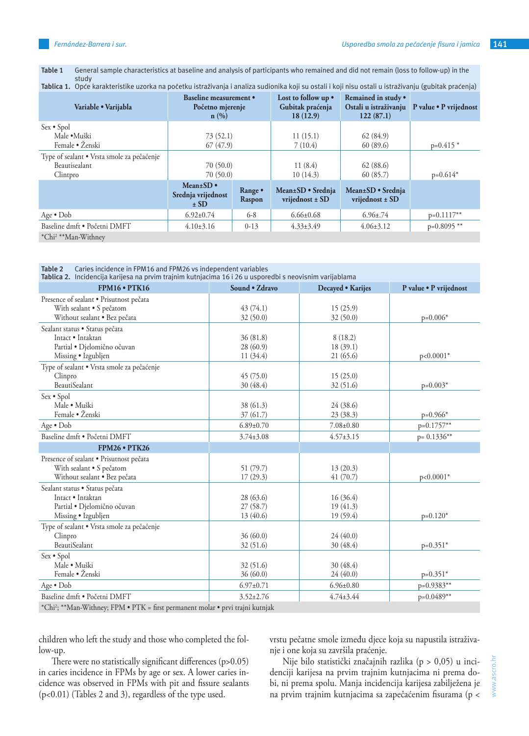Table 1 General sample characteristics at baseline and analysis of participants who remained and did not remain (loss to follow-up) in the study
**Tablica 1.** Opće karakteristike uzorka na početku istraživanja i analiza sudionika koji su ostali i koji nisu ostali u istraživanju (gubitak praćenja)

| Variable • Varijabla | Baseline measurement • Početno mjerenje n (%) | | Lost to follow up • Gubitak praćenja 18 (12.9) | Remained in study • Ostali u istraživanju 122 (87.1) | P value • P vrijednost |
|---|---|---|---|---|---|
| Sex • Spol | | | | | |
| Male •Muški | 73 (52.1) | | 11 (15.1) | 62 (84.9) | |
| Female • Ženski | 67 (47.9) | | 7 (10.4) | 60 (89.6) | p=0.415 * |
| Type of sealant • Vrsta smole za pečaćenje | | | | | |
| Beautisealant | 70 (50.0) | | 11 (8.4) | 62 (88.6) | |
| Clintpro | 70 (50.0) | | 10 (14.3) | 60 (85.7) | p=0.614* |
| | Mean±SD • Srednja vrijednost ± SD | Range • Raspon | Mean±SD • Srednja vrijednost ± SD | Mean±SD • Srednja vrijednost ± SD | |
| Age • Dob | 6.92±0.74 | 6-8 | 6.66±0.68 | 6.96±.74 | p=0.1117** |
| Baseline dmft • Početni DMFT | 4.10±3.16 | 0-13 | 4.33±3.49 | 4.06±3.12 | p=0.8095 ** |

*Chi² **Man-Withney

Table 2 Caries incidence in FPM16 and FPM26 vs independent variables
**Tablica 2.** Incidencija karijesa na prvim trajnim kutnjacima 16 i 26 u usporedbi s neovisnim varijablama

| FPM16 • PTK16 | Sound • Zdravo | Decayed • Karijes | P value • P vrijednost |
|---|---|---|---|
| Presence of sealant • Prisutnost pečata | | | |
| With sealant • S pečatom | 43 (74.1) | 15 (25.9) | |
| Without sealant • Bez pečata | 32 (50.0) | 32 (50.0) | p=0.006* |
| Sealant status • Status pečata | | | |
| Intact • Intaktan | 36 (81.8) | 8 (18.2) | |
| Partial • Djelomično očuvan | 28 (60.9) | 18 (39.1) | |
| Missing • Izgubljen | 11 (34.4) | 21 (65.6) | p<0.0001* |
| Type of sealant • Vrsta smole za pečaćenje | | | |
| Clinpro | 45 (75.0) | 15 (25.0) | |
| BeautiSealant | 30 (48.4) | 32 (51.6) | p=0.003* |
| Sex • Spol | | | |
| Male • Muški | 38 (61.3) | 24 (38.6) | |
| Female • Ženski | 37 (61.7) | 23 (38.3) | p=0.966* |
| Age • Dob | 6.89±0.70 | 7.08±0.80 | p=0.1757** |
| Baseline dmft • Početni DMFT | 3.74±3.08 | 4.57±3.15 | p= 0.1336** |
| **FPM26 • PTK26** | | | |
| Presence of sealant • Prisutnost pečata | | | |
| With sealant • S pečatom | 51 (79.7) | 13 (20.3) | |
| Without sealant • Bez pečata | 17 (29.3) | 41 (70.7) | p<0.0001* |
| Sealant status • Status pečata | | | |
| Intact • Intaktan | 28 (63.6) | 16 (36.4) | |
| Partial • Djelomično očuvan | 27 (58.7) | 19 (41.3) | |
| Missing • Izgubljen | 13 (40.6) | 19 (59.4) | p=0.120* |
| Type of sealant • Vrsta smole za pečaćenje | | | |
| Clinpro | 36 (60.0) | 24 (40.0) | |
| BeautiSealant | 32 (51.6) | 30 (48.4) | p=0.351* |
| Sex • Spol | | | |
| Male • Muški | 32 (51.6) | 30 (48.4) | |
| Female • Ženski | 36 (60.0) | 24 (40.0) | p=0.351* |
| Age • Dob | 6.97±0.71 | 6.96±0.80 | p=0.9383** |
| Baseline dmft • Početni DMFT | 3.52±2.76 | 4.74±3.44 | p=0.0489** |

*Chi²; **Man-Withney; FPM • PTK = first permanent molar • prvi trajni kutnjak

children who left the study and those who completed the follow-up.

There were no statistically significant differences (p>0.05) in caries incidence in FPMs by age or sex. A lower caries incidence was observed in FPMs with pit and fissure sealants (p<0.01) (Tables 2 and 3), regardless of the type used.

vrstu pečatne smole između djece koja su napustila istraživanje i one koja su završila praćenje.

Nije bilo statistički značajnih razlika (p > 0,05) u incidenciji karijesa na prvim trajnim kutnjacima ni prema dobi, ni prema spolu. Manja incidencija karijesa zabilježena je na prvim trajnim kutnjacima sa zapečaćenim fisurama (p <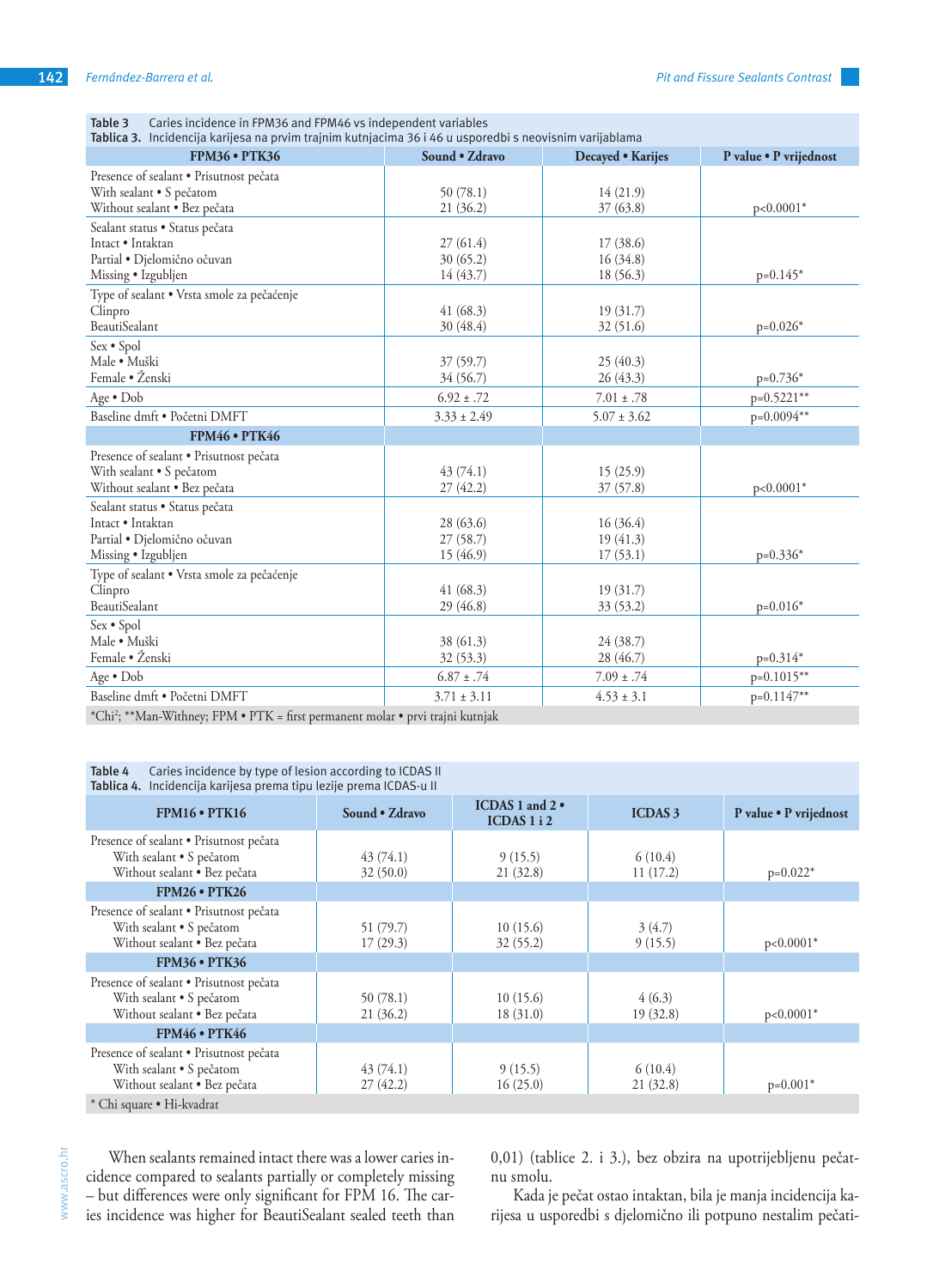**Table 3** Caries incidence in FPM36 and FPM46 vs independent variables
**Tablica 3.** Incidencija karijesa na prvim trajnim kutnjacima 36 i 46 u usporedbi s neovisnim varijablama

| FPM36 • PTK36 | Sound • Zdravo | Decayed • Karijes | P value • P vrijednost |
|---|---|---|---|
| Presence of sealant • Prisutnost pečata | | | |
| With sealant • S pečatom | 50 (78.1) | 14 (21.9) | |
| Without sealant • Bez pečata | 21 (36.2) | 37 (63.8) | p<0.0001* |
| Sealant status • Status pečata | | | |
| Intact • Intaktan | 27 (61.4) | 17 (38.6) | |
| Partial • Djelomično očuvan | 30 (65.2) | 16 (34.8) | |
| Missing • Izgubljen | 14 (43.7) | 18 (56.3) | p=0.145* |
| Type of sealant • Vrsta smole za pečaćenje | | | |
| Clinpro | 41 (68.3) | 19 (31.7) | |
| BeautiSealant | 30 (48.4) | 32 (51.6) | p=0.026* |
| Sex • Spol | | | |
| Male • Muški | 37 (59.7) | 25 (40.3) | |
| Female • Ženski | 34 (56.7) | 26 (43.3) | p=0.736* |
| Age • Dob | 6.92 ± .72 | 7.01 ± .78 | p=0.5221** |
| Baseline dmft • Početni DMFT | 3.33 ± 2.49 | 5.07 ± 3.62 | p=0.0094** |
| **FPM46 • PTK46** | | | |
| Presence of sealant • Prisutnost pečata | | | |
| With sealant • S pečatom | 43 (74.1) | 15 (25.9) | |
| Without sealant • Bez pečata | 27 (42.2) | 37 (57.8) | p<0.0001* |
| Sealant status • Status pečata | | | |
| Intact • Intaktan | 28 (63.6) | 16 (36.4) | |
| Partial • Djelomično očuvan | 27 (58.7) | 19 (41.3) | |
| Missing • Izgubljen | 15 (46.9) | 17 (53.1) | p=0.336* |
| Type of sealant • Vrsta smole za pečaćenje | | | |
| Clinpro | 41 (68.3) | 19 (31.7) | |
| BeautiSealant | 29 (46.8) | 33 (53.2) | p=0.016* |
| Sex • Spol | | | |
| Male • Muški | 38 (61.3) | 24 (38.7) | |
| Female • Ženski | 32 (53.3) | 28 (46.7) | p=0.314* |
| Age • Dob | 6.87 ± .74 | 7.09 ± .74 | p=0.1015** |
| Baseline dmft • Početni DMFT | 3.71 ± 3.11 | 4.53 ± 3.1 | p=0.1147** |

*Chi$^2$; **Man-Withney; FPM • PTK = first permanent molar • prvi trajni kutnjak

**Table 4** Caries incidence by type of lesion according to ICDAS II
**Tablica 4.** Incidencija karijesa prema tipu lezije prema ICDAS-u II

| FPM16 • PTK16 | Sound • Zdravo | ICDAS 1 and 2 • ICDAS 1 i 2 | ICDAS 3 | P value • P vrijednost |
|---|---|---|---|---|
| Presence of sealant • Prisutnost pečata | | | | |
| With sealant • S pečatom | 43 (74.1) | 9 (15.5) | 6 (10.4) | |
| Without sealant • Bez pečata | 32 (50.0) | 21 (32.8) | 11 (17.2) | p=0.022* |
| **FPM26 • PTK26** | | | | |
| Presence of sealant • Prisutnost pečata | | | | |
| With sealant • S pečatom | 51 (79.7) | 10 (15.6) | 3 (4.7) | |
| Without sealant • Bez pečata | 17 (29.3) | 32 (55.2) | 9 (15.5) | p<0.0001* |
| **FPM36 • PTK36** | | | | |
| Presence of sealant • Prisutnost pečata | | | | |
| With sealant • S pečatom | 50 (78.1) | 10 (15.6) | 4 (6.3) | |
| Without sealant • Bez pečata | 21 (36.2) | 18 (31.0) | 19 (32.8) | p<0.0001* |
| **FPM46 • PTK46** | | | | |
| Presence of sealant • Prisutnost pečata | | | | |
| With sealant • S pečatom | 43 (74.1) | 9 (15.5) | 6 (10.4) | |
| Without sealant • Bez pečata | 27 (42.2) | 16 (25.0) | 21 (32.8) | p=0.001* |

* Chi square • Hi-kvadrat

When sealants remained intact there was a lower caries incidence compared to sealants partially or completely missing – but differences were only significant for FPM 16. The caries incidence was higher for BeautiSealant sealed teeth than

0,01) (tablice 2. i 3.), bez obzira na upotrijebljenu pečatnu smolu.

Kada je pečat ostao intaktan, bila je manja incidencija karijesa u usporedbi s djelomično ili potpuno nestalim pečati-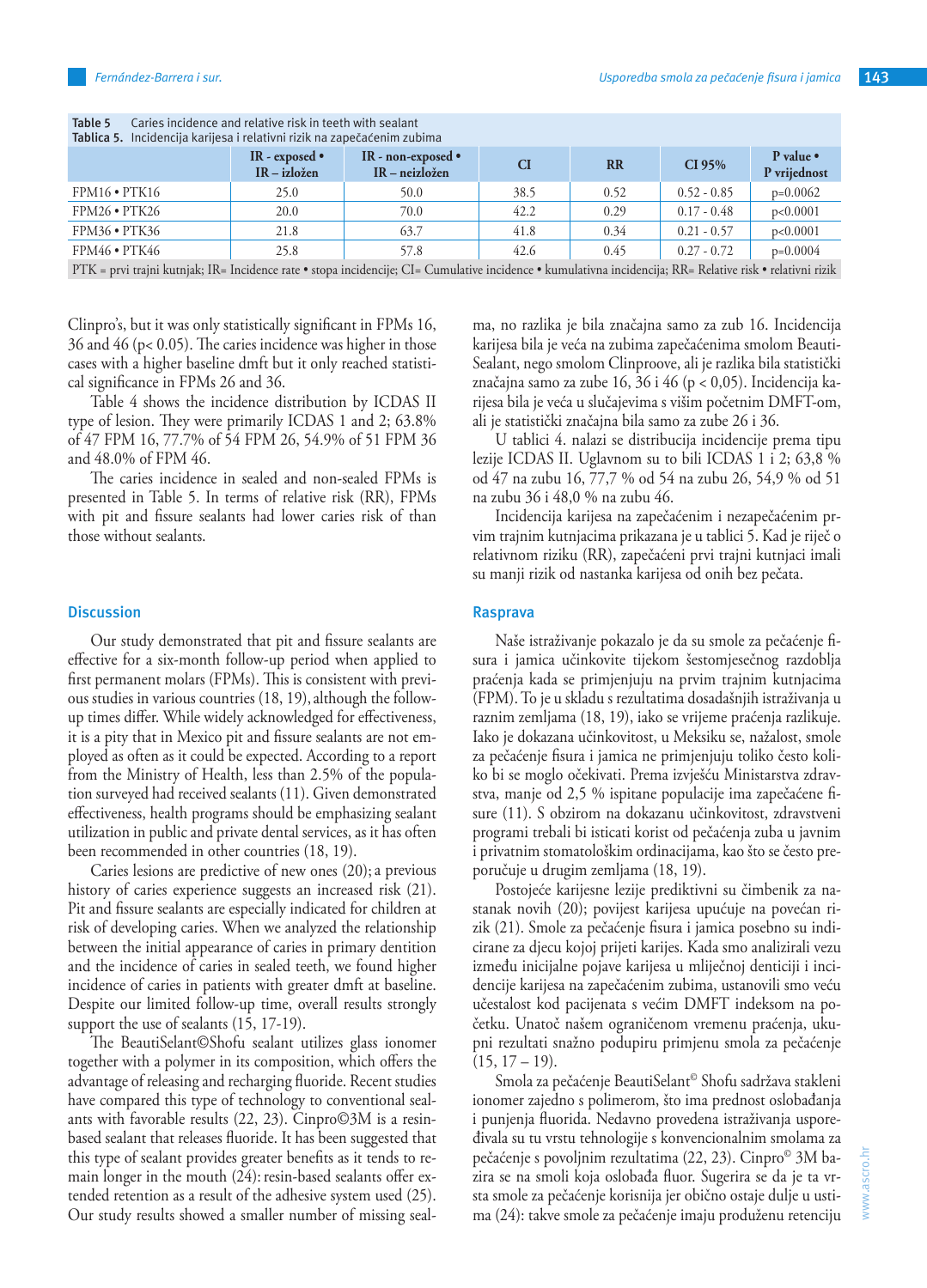**Table 5** Caries incidence and relative risk in teeth with sealant
**Tablica 5.** Incidencija karijesa i relativni rizik na zapečaćenim zubima

| | IR - exposed • IR – izložen | IR - non-exposed • IR – neizložen | CI | RR | CI 95% | P value • P vrijednost |
|---|---|---|---|---|---|---|
| FPM16 • PTK16 | 25.0 | 50.0 | 38.5 | 0.52 | 0.52 - 0.85 | p=0.0062 |
| FPM26 • PTK26 | 20.0 | 70.0 | 42.2 | 0.29 | 0.17 - 0.48 | p<0.0001 |
| FPM36 • PTK36 | 21.8 | 63.7 | 41.8 | 0.34 | 0.21 - 0.57 | p<0.0001 |
| FPM46 • PTK46 | 25.8 | 57.8 | 42.6 | 0.45 | 0.27 - 0.72 | p=0.0004 |

PTK = prvi trajni kutnjak; IR= Incidence rate • stopa incidencije; CI= Cumulative incidence • kumulativna incidencija; RR= Relative risk • relativni rizik

Clinpro's, but it was only statistically significant in FPMs 16, 36 and 46 ($p < 0.05$). The caries incidence was higher in those cases with a higher baseline dmft but it only reached statistical significance in FPMs 26 and 36.

Table 4 shows the incidence distribution by ICDAS II type of lesion. They were primarily ICDAS 1 and 2; 63.8% of 47 FPM 16, 77.7% of 54 FPM 26, 54.9% of 51 FPM 36 and 48.0% of FPM 46.

The caries incidence in sealed and non-sealed FPMs is presented in Table 5. In terms of relative risk (RR), FPMs with pit and fissure sealants had lower caries risk of than those without sealants.

## Discussion

Our study demonstrated that pit and fissure sealants are effective for a six-month follow-up period when applied to first permanent molars (FPMs). This is consistent with previous studies in various countries (18, 19), although the follow-up times differ. While widely acknowledged for effectiveness, it is a pity that in Mexico pit and fissure sealants are not employed as often as it could be expected. According to a report from the Ministry of Health, less than 2.5% of the population surveyed had received sealants (11). Given demonstrated effectiveness, health programs should be emphasizing sealant utilization in public and private dental services, as it has often been recommended in other countries (18, 19).

Caries lesions are predictive of new ones (20); a previous history of caries experience suggests an increased risk (21). Pit and fissure sealants are especially indicated for children at risk of developing caries. When we analyzed the relationship between the initial appearance of caries in primary dentition and the incidence of caries in sealed teeth, we found higher incidence of caries in patients with greater dmft at baseline. Despite our limited follow-up time, overall results strongly support the use of sealants (15, 17-19).

The BeautiSelant©Shofu sealant utilizes glass ionomer together with a polymer in its composition, which offers the advantage of releasing and recharging fluoride. Recent studies have compared this type of technology to conventional sealants with favorable results (22, 23). Cinpro©3M is a resin-based sealant that releases fluoride. It has been suggested that this type of sealant provides greater benefits as it tends to remain longer in the mouth (24): resin-based sealants offer extended retention as a result of the adhesive system used (25). Our study results showed a smaller number of missing seal-

ma, no razlika je bila značajna samo za zub 16. Incidencija karijesa bila je veća na zubima zapečaćenima smolom Beauti-Sealant, nego smolom Clinproove, ali je razlika bila statistički značajna samo za zube 16, 36 i 46 ($p < 0,05$). Incidencija karijesa bila je veća u slučajevima s višim početnim DMFT-om, ali je statistički značajna bila samo za zube 26 i 36.

U tablici 4. nalazi se distribucija incidencije prema tipu lezije ICDAS II. Uglavnom su to bili ICDAS 1 i 2; 63,8 % od 47 na zubu 16, 77,7 % od 54 na zubu 26, 54,9 % od 51 na zubu 36 i 48,0 % na zubu 46.

Incidencija karijesa na zapečaćenim i nezapečaćenim prvim trajnim kutnjacima prikazana je u tablici 5. Kad je riječ o relativnom riziku (RR), zapečaćeni prvi trajni kutnjaci imali su manji rizik od nastanka karijesa od onih bez pečata.

## Rasprava

Naše istraživanje pokazalo je da su smole za pečaćenje fisura i jamica učinkovite tijekom šestomjesečnog razdoblja praćenja kada se primjenjuju na prvim trajnim kutnjacima (FPM). To je u skladu s rezultatima dosadašnjih istraživanja u raznim zemljama (18, 19), iako se vrijeme praćenja razlikuje. Iako je dokazana učinkovitost, u Meksiku se, nažalost, smole za pečaćenje fisura i jamica ne primjenjuju toliko često koliko bi se moglo očekivati. Prema izvješću Ministarstva zdravstva, manje od 2,5 % ispitane populacije ima zapečaćene fisure (11). S obzirom na dokazanu učinkovitost, zdravstveni programi trebali bi isticati korist od pečaćenja zuba u javnim i privatnim stomatološkim ordinacijama, kao što se često preporučuje u drugim zemljama (18, 19).

Postojeće karijesne lezije prediktivni su čimbenik za nastanak novih (20); povijest karijesa upućuje na povećan rizik (21). Smole za pečaćenje fisura i jamica posebno su indicirane za djecu kojoj prijeti karijes. Kada smo analizirali vezu između inicijalne pojave karijesa u mliječnoj denticiji i incidencije karijesa na zapečaćenim zubima, ustanovili smo veću učestalost kod pacijenata s većim DMFT indeksom na početku. Unatoč našem ograničenom vremenu praćenja, ukupni rezultati snažno podupiru primjenu smola za pečaćenje (15, 17 – 19).

Smola za pečaćenje BeautiSelant© Shofu sadržava stakleni ionomer zajedno s polimerom, što ima prednost oslobađanja i punjenja fluorida. Nedavno provedena istraživanja uspoređivala su tu vrstu tehnologije s konvencionalnim smolama za pečaćenje s povoljnim rezultatima (22, 23). Cinpro© 3M bazira se na smoli koja oslobađa fluor. Sugerira se da je ta vrsta smole za pečaćenje korisnija jer obično ostaje dulje u ustima (24): takve smole za pečaćenje imaju produženu retenciju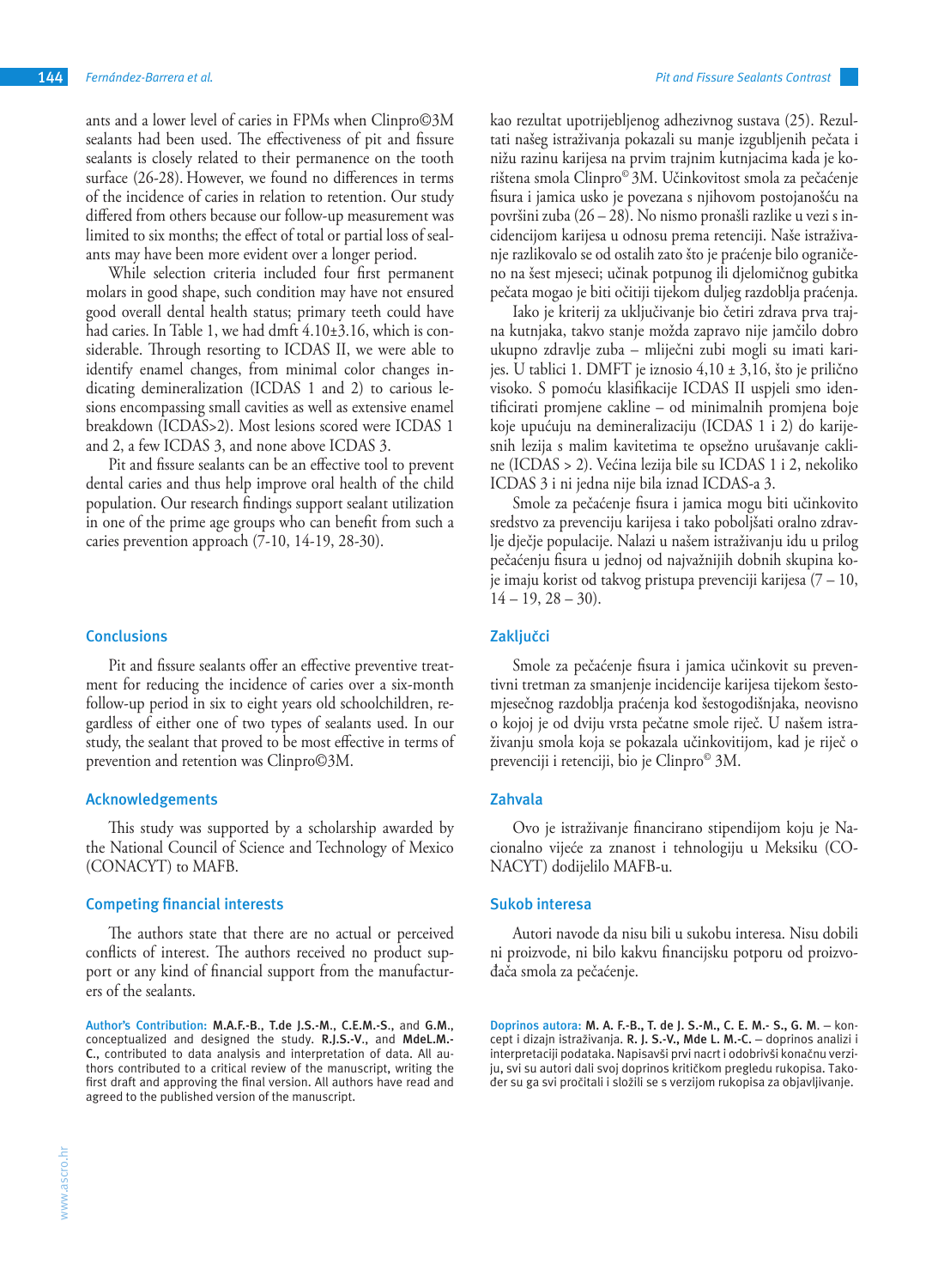ants and a lower level of caries in FPMs when Clinpro©3M sealants had been used. The effectiveness of pit and fissure sealants is closely related to their permanence on the tooth surface (26-28). However, we found no differences in terms of the incidence of caries in relation to retention. Our study differed from others because our follow-up measurement was limited to six months; the effect of total or partial loss of sealants may have been more evident over a longer period.

While selection criteria included four first permanent molars in good shape, such condition may have not ensured good overall dental health status; primary teeth could have had caries. In Table 1, we had dmft 4.10±3.16, which is considerable. Through resorting to ICDAS II, we were able to identify enamel changes, from minimal color changes indicating demineralization (ICDAS 1 and 2) to carious lesions encompassing small cavities as well as extensive enamel breakdown (ICDAS>2). Most lesions scored were ICDAS 1 and 2, a few ICDAS 3, and none above ICDAS 3.

Pit and fissure sealants can be an effective tool to prevent dental caries and thus help improve oral health of the child population. Our research findings support sealant utilization in one of the prime age groups who can benefit from such a caries prevention approach (7-10, 14-19, 28-30).

## Conclusions

Pit and fissure sealants offer an effective preventive treatment for reducing the incidence of caries over a six-month follow-up period in six to eight years old schoolchildren, regardless of either one of two types of sealants used. In our study, the sealant that proved to be most effective in terms of prevention and retention was Clinpro©3M.

## Acknowledgements

This study was supported by a scholarship awarded by the National Council of Science and Technology of Mexico (CONACYT) to MAFB.

## Competing financial interests

The authors state that there are no actual or perceived conflicts of interest. The authors received no product support or any kind of financial support from the manufacturers of the sealants.

**Author's Contribution:** **M.A.F.-B., T.de J.S.-M., C.E.M.-S.**, and **G.M.**, conceptualized and designed the study. **R.J.S.-V.**, and **MdeL.M.-C.**, contributed to data analysis and interpretation of data. All authors contributed to a critical review of the manuscript, writing the first draft and approving the final version. All authors have read and agreed to the published version of the manuscript.

kao rezultat upotrijebljenog adhezivnog sustava (25). Rezultati našeg istraživanja pokazali su manje izgubljenih pečata i nižu razinu karijesa na prvim trajnim kutnjacima kada je korištena smola Clinpro© 3M. Učinkovitost smola za pečaćenje fisura i jamica usko je povezana s njihovom postojanošću na površini zuba (26 – 28). No nismo pronašli razlike u vezi s incidencijom karijesa u odnosu prema retenciji. Naše istraživanje razlikovalo se od ostalih zato što je praćenje bilo ograničeno na šest mjeseci; učinak potpunog ili djelomičnog gubitka pečata mogao je biti očitiji tijekom duljeg razdoblja praćenja.

Iako je kriterij za uključivanje bio četiri zdrava prva trajna kutnjaka, takvo stanje možda zapravo nije jamčilo dobro ukupno zdravlje zuba – mliječni zubi mogli su imati karijes. U tablici 1. DMFT je iznosio 4,10 ± 3,16, što je prilično visoko. S pomoću klasifikacije ICDAS II uspjeli smo identificirati promjene cakline – od minimalnih promjena boje koje upućuju na demineralizaciju (ICDAS 1 i 2) do karijesnih lezija s malim kavitetima te opsežno urušavanje cakline (ICDAS > 2). Većina lezija bile su ICDAS 1 i 2, nekoliko ICDAS 3 i ni jedna nije bila iznad ICDAS-a 3.

Smole za pečaćenje fisura i jamica mogu biti učinkovito sredstvo za prevenciju karijesa i tako poboljšati oralno zdravlje dječje populacije. Nalazi u našem istraživanju idu u prilog pečaćenju fisura u jednoj od najvažnijih dobnih skupina koje imaju korist od takvog pristupa prevenciji karijesa (7 – 10, 14 – 19, 28 – 30).

## Zaključci

Smole za pečaćenje fisura i jamica učinkovit su preventivni tretman za smanjenje incidencije karijesa tijekom šestomjesečnog razdoblja praćenja kod šestogodišnjaka, neovisno o kojoj je od dviju vrsta pečatne smole riječ. U našem istraživanju smola koja se pokazala učinkovitijom, kad je riječ o prevenciji i retenciji, bio je Clinpro© 3M.

## Zahvala

Ovo je istraživanje financirano stipendijom koju je Nacionalno vijeće za znanost i tehnologiju u Meksiku (CONACYT) dodijelilo MAFB-u.

## Sukob interesa

Autori navode da nisu bili u sukobu interesa. Nisu dobili ni proizvode, ni bilo kakvu financijsku potporu od proizvođača smola za pečaćenje.

**Doprinos autora:** **M. A. F.-B., T. de J. S.-M., C. E. M.- S., G. M.** – koncept i dizajn istraživanja. **R. J. S.-V., Mde L. M.-C.** – doprinos analizi i interpretaciji podataka. Napisavši prvi nacrt i odobrivši konačnu verziju, svi su autori dali svoj doprinos kritičkom pregledu rukopisa. Također su ga svi pročitali i složili se s verzijom rukopisa za objavljivanje.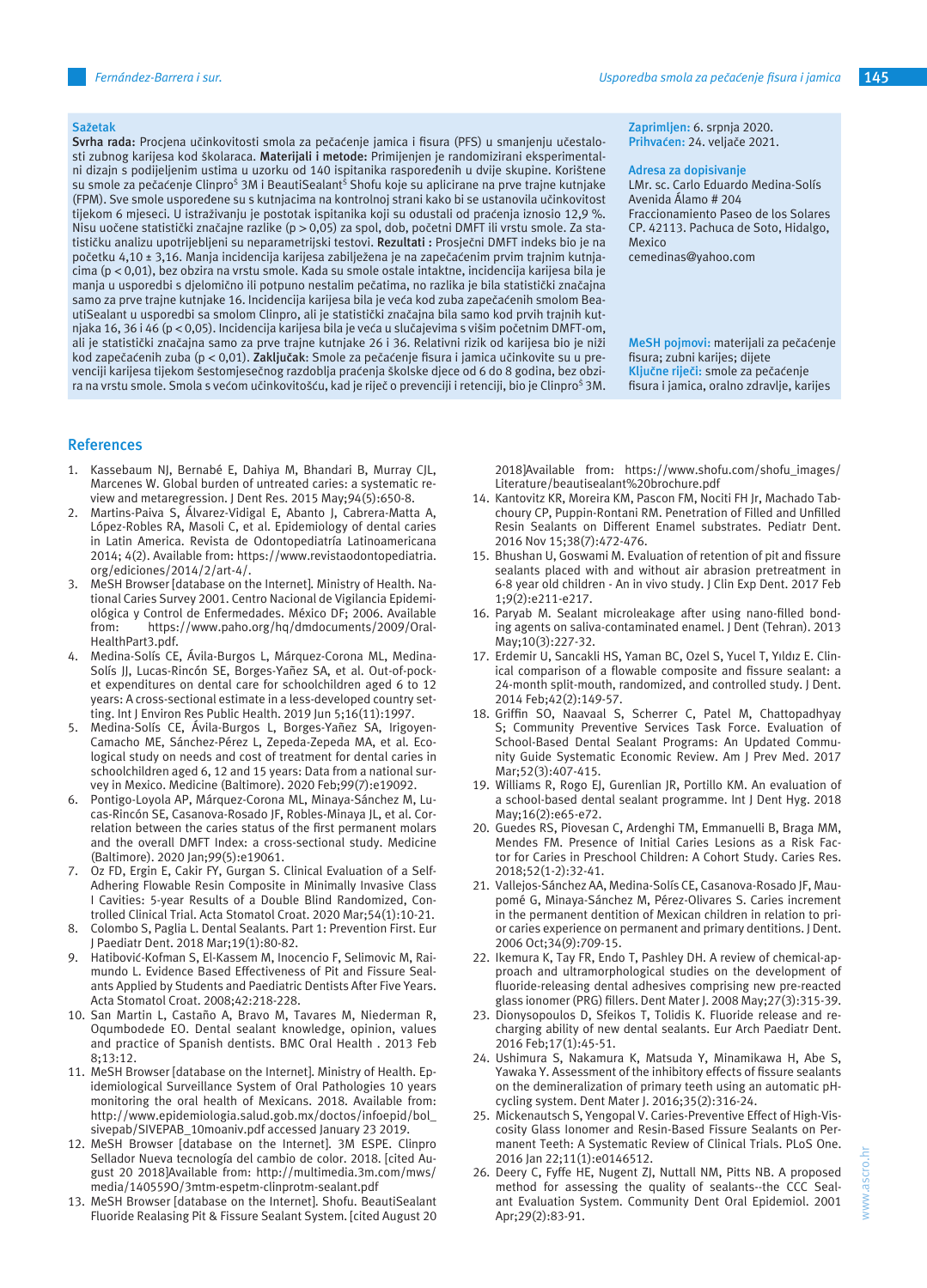## Sažetak

**Svrha rada:** Procjena učinkovitosti smola za pečaćenje jamica i fisura (PFS) u smanjenju učestalosti zubnog karijesa kod školaraca. **Materijali i metode:** Primijenjen je randomizirani eksperimentalni dizajn s podijeljenim ustima u uzorku od 140 ispitanika raspoređenih u dvije skupine. Korištene su smole za pečaćenje Clinpro[S] 3M i BeautiSealant[S] Shofu koje su aplicirane na prve trajne kutnjake (FPM). Sve smole uspoređene su s kutnjacima na kontrolnoj strani kako bi se ustanovila učinkovitost tijekom 6 mjeseci. U istraživanju je postotak ispitanika koji su odustali od praćenja iznosio 12,9 %. Nisu uočene statistički značajne razlike (p > 0,05) za spol, dob, početni DMFT ili vrstu smole. Za statističku analizu upotrijebljeni su neparametrijski testovi. **Rezultati :** Prosječni DMFT indeks bio je na početku 4,10 ± 3,16. Manja incidencija karijesa zabilježena je na zapečaćenim prvim trajnim kutnjacima (p < 0,01), bez obzira na vrstu smole. Kada su smole ostale intaktne, incidencija karijesa bila je manja u usporedbi s djelomično ili potpuno nestalim pečatima, no razlika je bila statistički značajna samo za prve trajne kutnjake 16. Incidencija karijesa bila je veća kod zuba zapečaćenih smolom BeautiSealant u usporedbi sa smolom Clinpro, ali je statistički značajna bila samo kod prvih trajnih kutnjaka 16, 36 i 46 (p < 0,05). Incidencija karijesa bila je veća u slučajevima s višim početnim DMFT-om, ali je statistički značajna samo za prve trajne kutnjake 26 i 36. Relativni rizik od karijesa bio je niži kod zapečaćenih zuba (p < 0,01). **Zaključak**: Smole za pečaćenje fisura i jamica učinkovite su u prevenciji karijesa tijekom šestomjesečnog razdoblja praćenja školske djece od 6 do 8 godina, bez obzira na vrstu smole. Smola s većom učinkovitošću, kad je riječ o prevenciji i retenciji, bio je Clinpro[S] 3M.

**Zaprimljen:** 6. srpnja 2020.
**Prihvaćen:** 24. veljače 2021.

**Adresa za dopisivanje**
LMr. sc. Carlo Eduardo Medina-Solís
Avenida Álamo # 204
Fraccionamiento Paseo de los Solares
CP. 42113. Pachuca de Soto, Hidalgo, Mexico
cemedinas@yahoo.com

**MeSH pojmovi:** materijali za pečaćenje fisura; zubni karijes; dijete
**Ključne riječi:** smole za pečaćenje fisura i jamica, oralno zdravlje, karijes

## References

1. Kassebaum NJ, Bernabé E, Dahiya M, Bhandari B, Murray CJL, Marcenes W. Global burden of untreated caries: a systematic review and metaregression. J Dent Res. 2015 May;94(5):650-8.
2. Martins-Paiva S, Álvarez-Vidigal E, Abanto J, Cabrera-Matta A, López-Robles RA, Masoli C, et al. Epidemiology of dental caries in Latin America. Revista de Odontopediatría Latinoamericana 2014; 4(2). Available from: https://www.revistaodontopediatria.org/ediciones/2014/2/art-4/.
3. MeSH Browser [database on the Internet]. Ministry of Health. National Caries Survey 2001. Centro Nacional de Vigilancia Epidemiológica y Control de Enfermedades. México DF; 2006. Available from: https://www.paho.org/hq/dmdocuments/2009/Oral-HealthPart3.pdf.
4. Medina-Solís CE, Ávila-Burgos L, Márquez-Corona ML, Medina-Solís JJ, Lucas-Rincón SE, Borges-Yañez SA, et al. Out-of-pocket expenditures on dental care for schoolchildren aged 6 to 12 years: A cross-sectional estimate in a less-developed country setting. Int J Environ Res Public Health. 2019 Jun 5;16(11):1997.
5. Medina-Solís CE, Ávila-Burgos L, Borges-Yañez SA, Irigoyen-Camacho ME, Sánchez-Pérez L, Zepeda-Zepeda MA, et al. Ecological study on needs and cost of treatment for dental caries in schoolchildren aged 6, 12 and 15 years: Data from a national survey in Mexico. Medicine (Baltimore). 2020 Feb;99(7):e19092.
6. Pontigo-Loyola AP, Márquez-Corona ML, Minaya-Sánchez M, Lucas-Rincón SE, Casanova-Rosado JF, Robles-Minaya JL, et al. Correlation between the caries status of the first permanent molars and the overall DMFT Index: a cross-sectional study. Medicine (Baltimore). 2020 Jan;99(5):e19061.
7. Oz FD, Ergin E, Cakir FY, Gurgan S. Clinical Evaluation of a Self-Adhering Flowable Resin Composite in Minimally Invasive Class I Cavities: 5-year Results of a Double Blind Randomized, Controlled Clinical Trial. Acta Stomatol Croat. 2020 Mar;54(1):10-21.
8. Colombo S, Paglia L. Dental Sealants. Part 1: Prevention First. Eur J Paediatr Dent. 2018 Mar;19(1):80-82.
9. Hatibović-Kofman S, El-Kassem M, Inocencio F, Selimovic M, Raimundo L. Evidence Based Effectiveness of Pit and Fissure Sealants Applied by Students and Paediatric Dentists After Five Years. Acta Stomatol Croat. 2008;42:218-228.
10. San Martin L, Castaño A, Bravo M, Tavares M, Niederman R, Ogunbodede EO. Dental sealant knowledge, opinion, values and practice of Spanish dentists. BMC Oral Health . 2013 Feb 8;13:12.
11. MeSH Browser [database on the Internet]. Ministry of Health. Epidemiological Surveillance System of Oral Pathologies 10 years monitoring the oral health of Mexicans. 2018. Available from: http://www.epidemiologia.salud.gob.mx/doctos/infoepid/bol_sivepab/SIVEPAB_10moaniv.pdf accessed January 23 2019.
12. MeSH Browser [database on the Internet]. 3M ESPE. Clinpro Sellador Nueva tecnología del cambio de color. 2018. [cited August 20 2018]Available from: http://multimedia.3m.com/mws/media/1405590/3mtm-espetm-clinprotm-sealant.pdf
13. MeSH Browser [database on the Internet]. Shofu. BeautiSealant Fluoride Realasing Pit & Fissure Sealant System. [cited August 20 2018]Available from: https://www.shofu.com/shofu_images/Literature/beautisealant%20brochure.pdf
14. Kantovitz KR, Moreira KM, Pascon FM, Nociti FH Jr, Machado Tabchoury CP, Puppin-Rontani RM. Penetration of Filled and Unfilled Resin Sealants on Different Enamel substrates. Pediatr Dent. 2016 Nov 15;38(7):472-476.
15. Bhushan U, Goswami M. Evaluation of retention of pit and fissure sealants placed with and without air abrasion pretreatment in 6-8 year old children - An in vivo study. J Clin Exp Dent. 2017 Feb 1;9(2):e211-e217.
16. Paryab M. Sealant microleakage after using nano-filled bonding agents on saliva-contaminated enamel. J Dent (Tehran). 2013 May;10(3):227-32.
17. Erdemir U, Sancakli HS, Yaman BC, Ozel S, Yucel T, Yıldız E. Clinical comparison of a flowable composite and fissure sealant: a 24-month split-mouth, randomized, and controlled study. J Dent. 2014 Feb;42(2):149-57.
18. Griffin SO, Naavaal S, Scherrer C, Patel M, Chattopadhyay S; Community Preventive Services Task Force. Evaluation of School-Based Dental Sealant Programs: An Updated Community Guide Systematic Economic Review. Am J Prev Med. 2017 Mar;52(3):407-415.
19. Williams R, Rogo EJ, Gurenlian JR, Portillo KM. An evaluation of a school-based dental sealant programme. Int J Dent Hyg. 2018 May;16(2):e65-e72.
20. Guedes RS, Piovesan C, Ardenghi TM, Emmanuelli B, Braga MM, Mendes FM. Presence of Initial Caries Lesions as a Risk Factor for Caries in Preschool Children: A Cohort Study. Caries Res. 2018;52(1-2):32-41.
21. Vallejos-Sánchez AA, Medina-Solís CE, Casanova-Rosado JF, Maupomé G, Minaya-Sánchez M, Pérez-Olivares S. Caries increment in the permanent dentition of Mexican children in relation to prior caries experience on permanent and primary dentitions. J Dent. 2006 Oct;34(9):709-15.
22. Ikemura K, Tay FR, Endo T, Pashley DH. A review of chemical-approach and ultramorphological studies on the development of fluoride-releasing dental adhesives comprising new pre-reacted glass ionomer (PRG) fillers. Dent Mater J. 2008 May;27(3):315-39.
23. Dionysopoulos D, Sfeikos T, Tolidis K. Fluoride release and recharging ability of new dental sealants. Eur Arch Paediatr Dent. 2016 Feb;17(1):45-51.
24. Ushimura S, Nakamura K, Matsuda Y, Minamikawa H, Abe S, Yawaka Y. Assessment of the inhibitory effects of fissure sealants on the demineralization of primary teeth using an automatic pH-cycling system. Dent Mater J. 2016;35(2):316-24.
25. Mickenautsch S, Yengopal V. Caries-Preventive Effect of High-Viscosity Glass Ionomer and Resin-Based Fissure Sealants on Permanent Teeth: A Systematic Review of Clinical Trials. PLoS One. 2016 Jan 22;11(1):e0146512.
26. Deery C, Fyffe HE, Nugent ZJ, Nuttall NM, Pitts NB. A proposed method for assessing the quality of sealants--the CCC Sealant Evaluation System. Community Dent Oral Epidemiol. 2001 Apr;29(2):83-91.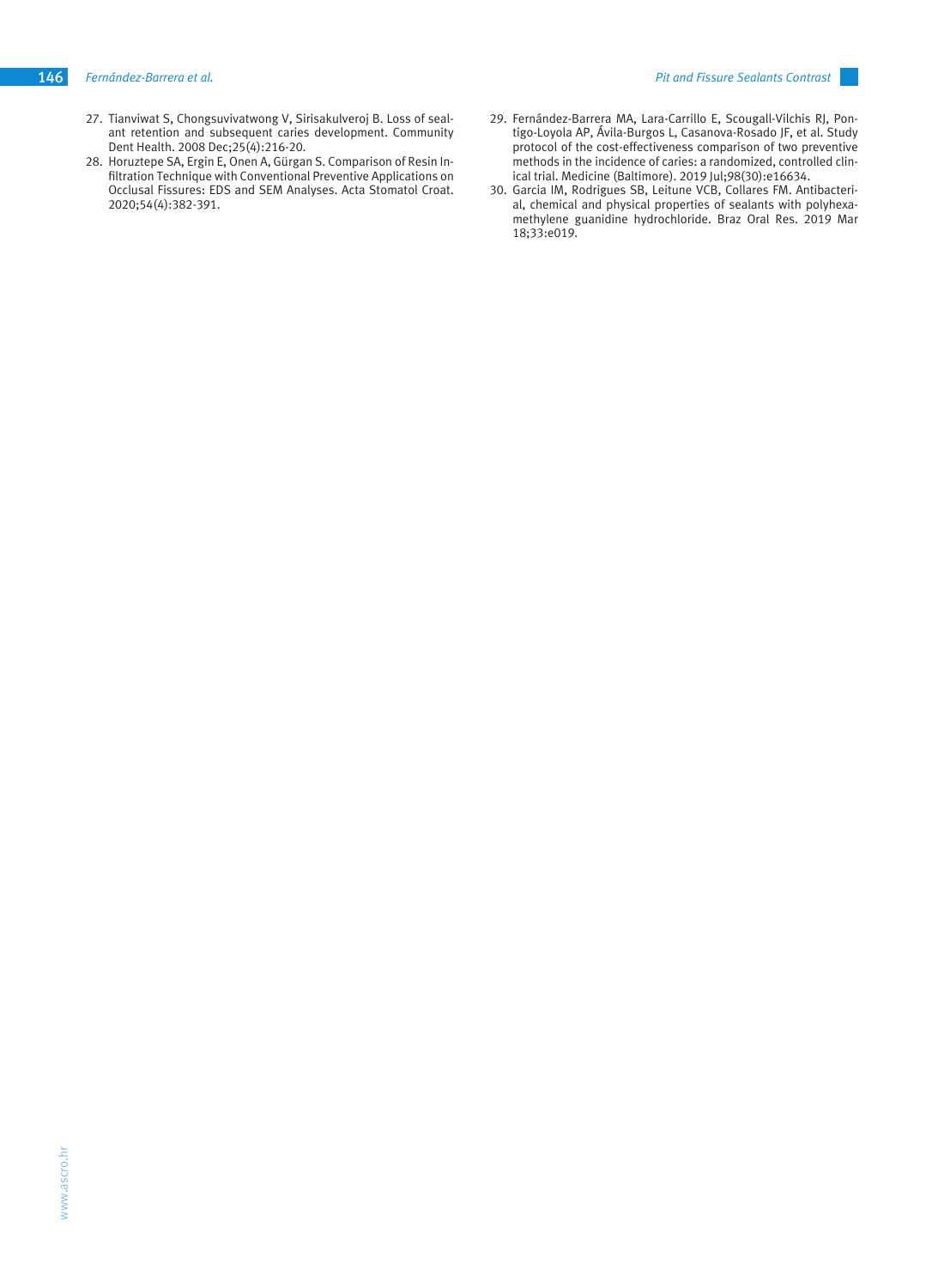27. Tianviwat S, Chongsuvivatwong V, Sirisakulveroj B. Loss of sealant retention and subsequent caries development. Community Dent Health. 2008 Dec;25(4):216-20.
28. Horuztepe SA, Ergin E, Onen A, Gürgan S. Comparison of Resin Infiltration Technique with Conventional Preventive Applications on Occlusal Fissures: EDS and SEM Analyses. Acta Stomatol Croat. 2020;54(4):382-391.
29. Fernández-Barrera MA, Lara-Carrillo E, Scougall-Vilchis RJ, Pontigo-Loyola AP, Ávila-Burgos L, Casanova-Rosado JF, et al. Study protocol of the cost-effectiveness comparison of two preventive methods in the incidence of caries: a randomized, controlled clinical trial. Medicine (Baltimore). 2019 Jul;98(30):e16634.
30. Garcia IM, Rodrigues SB, Leitune VCB, Collares FM. Antibacterial, chemical and physical properties of sealants with polyhexamethylene guanidine hydrochloride. Braz Oral Res. 2019 Mar 18;33:e019.